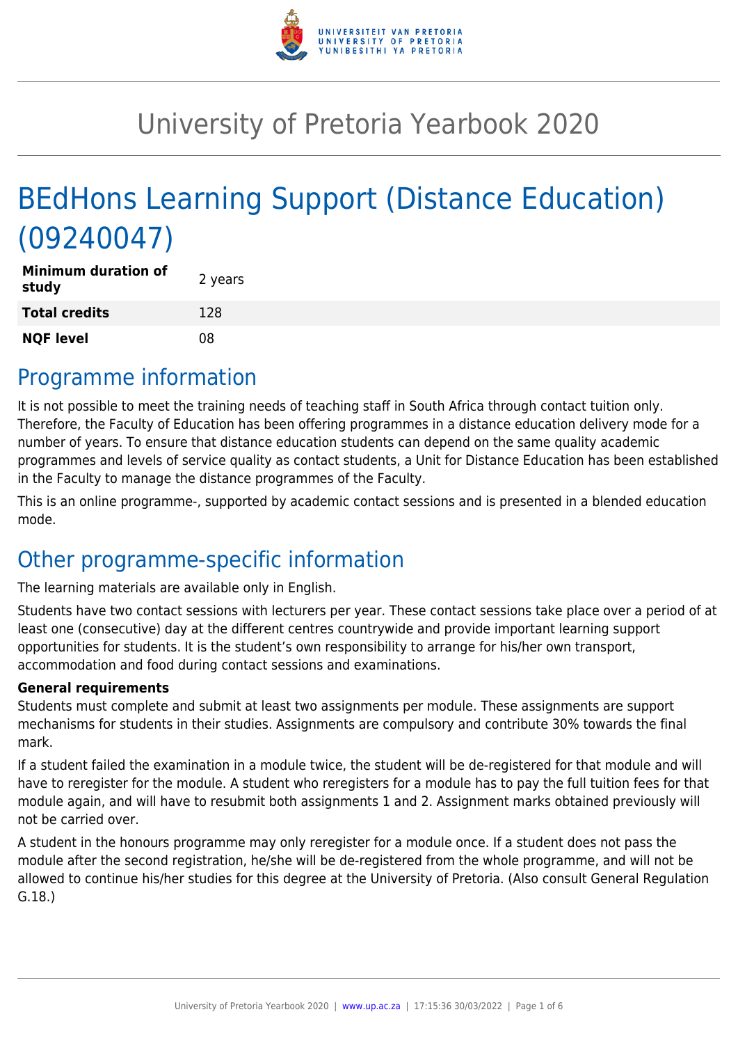# University of Pretoria Yearbook 2020

# BEdHons Learning Support (Distance Education) (09240047)

| **Minimum duration of study** | 2 years |
|---|---|
| **Total credits** | 128 |
| **NQF level** | 08 |

## Programme information

It is not possible to meet the training needs of teaching staff in South Africa through contact tuition only. Therefore, the Faculty of Education has been offering programmes in a distance education delivery mode for a number of years. To ensure that distance education students can depend on the same quality academic programmes and levels of service quality as contact students, a Unit for Distance Education has been established in the Faculty to manage the distance programmes of the Faculty.

This is an online programme-, supported by academic contact sessions and is presented in a blended education mode.

## Other programme-specific information

The learning materials are available only in English.

Students have two contact sessions with lecturers per year. These contact sessions take place over a period of at least one (consecutive) day at the different centres countrywide and provide important learning support opportunities for students. It is the student's own responsibility to arrange for his/her own transport, accommodation and food during contact sessions and examinations.

**General requirements**

Students must complete and submit at least two assignments per module. These assignments are support mechanisms for students in their studies. Assignments are compulsory and contribute 30% towards the final mark.

If a student failed the examination in a module twice, the student will be de-registered for that module and will have to reregister for the module. A student who reregisters for a module has to pay the full tuition fees for that module again, and will have to resubmit both assignments 1 and 2. Assignment marks obtained previously will not be carried over.

A student in the honours programme may only reregister for a module once. If a student does not pass the module after the second registration, he/she will be de-registered from the whole programme, and will not be allowed to continue his/her studies for this degree at the University of Pretoria. (Also consult General Regulation G.18.)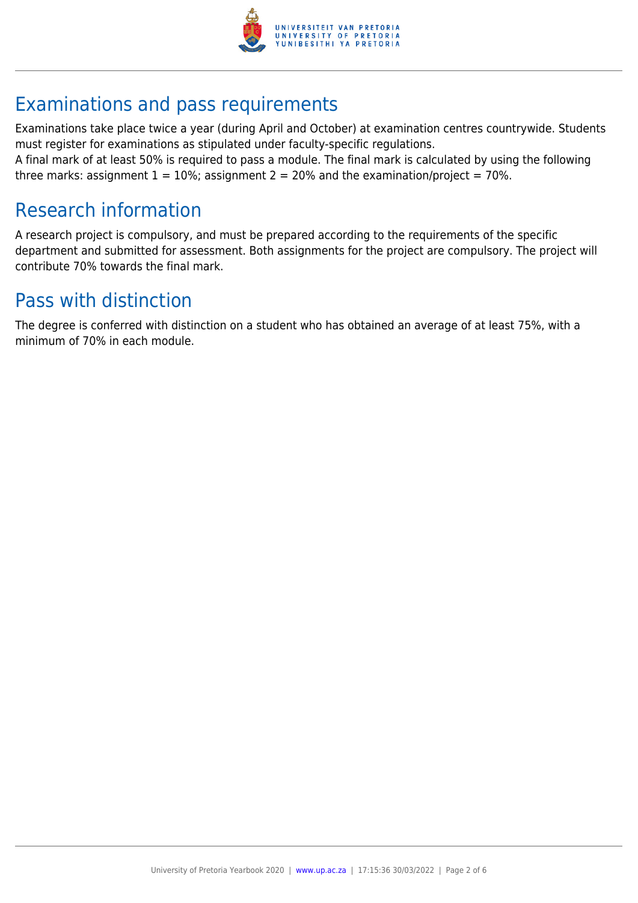## Examinations and pass requirements

Examinations take place twice a year (during April and October) at examination centres countrywide. Students must register for examinations as stipulated under faculty-specific regulations.
A final mark of at least 50% is required to pass a module. The final mark is calculated by using the following three marks: assignment 1 = 10%; assignment 2 = 20% and the examination/project = 70%.

## Research information

A research project is compulsory, and must be prepared according to the requirements of the specific department and submitted for assessment. Both assignments for the project are compulsory. The project will contribute 70% towards the final mark.

## Pass with distinction

The degree is conferred with distinction on a student who has obtained an average of at least 75%, with a minimum of 70% in each module.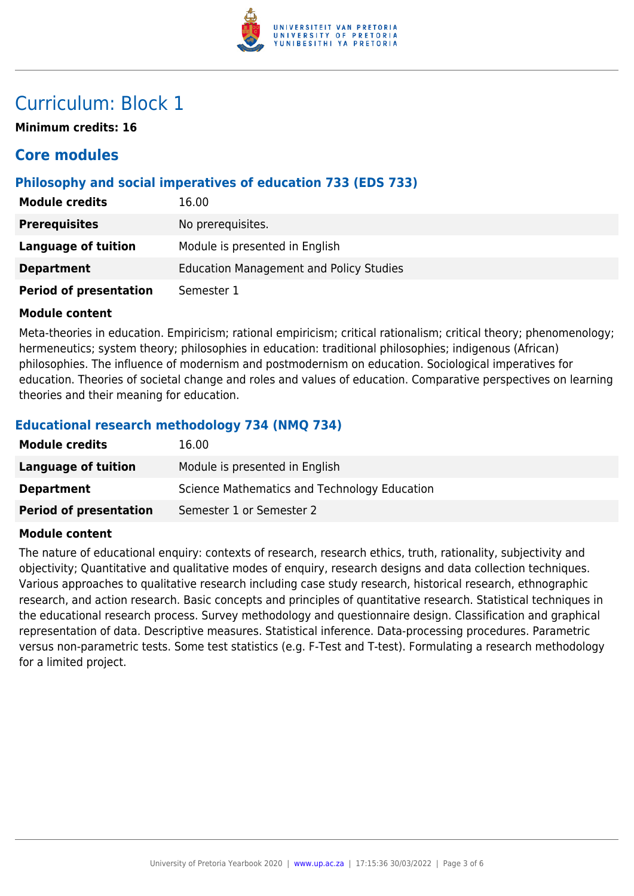# Curriculum: Block 1

**Minimum credits: 16**

## Core modules

### Philosophy and social imperatives of education 733 (EDS 733)

| | |
|---|---|
| **Module credits** | 16.00 |
| **Prerequisites** | No prerequisites. |
| **Language of tuition** | Module is presented in English |
| **Department** | Education Management and Policy Studies |
| **Period of presentation** | Semester 1 |

**Module content**

Meta-theories in education. Empiricism; rational empiricism; critical rationalism; critical theory; phenomenology; hermeneutics; system theory; philosophies in education: traditional philosophies; indigenous (African) philosophies. The influence of modernism and postmodernism on education. Sociological imperatives for education. Theories of societal change and roles and values of education. Comparative perspectives on learning theories and their meaning for education.

### Educational research methodology 734 (NMQ 734)

| | |
|---|---|
| **Module credits** | 16.00 |
| **Language of tuition** | Module is presented in English |
| **Department** | Science Mathematics and Technology Education |
| **Period of presentation** | Semester 1 or Semester 2 |

**Module content**

The nature of educational enquiry: contexts of research, research ethics, truth, rationality, subjectivity and objectivity; Quantitative and qualitative modes of enquiry, research designs and data collection techniques. Various approaches to qualitative research including case study research, historical research, ethnographic research, and action research. Basic concepts and principles of quantitative research. Statistical techniques in the educational research process. Survey methodology and questionnaire design. Classification and graphical representation of data. Descriptive measures. Statistical inference. Data-processing procedures. Parametric versus non-parametric tests. Some test statistics (e.g. F-Test and T-test). Formulating a research methodology for a limited project.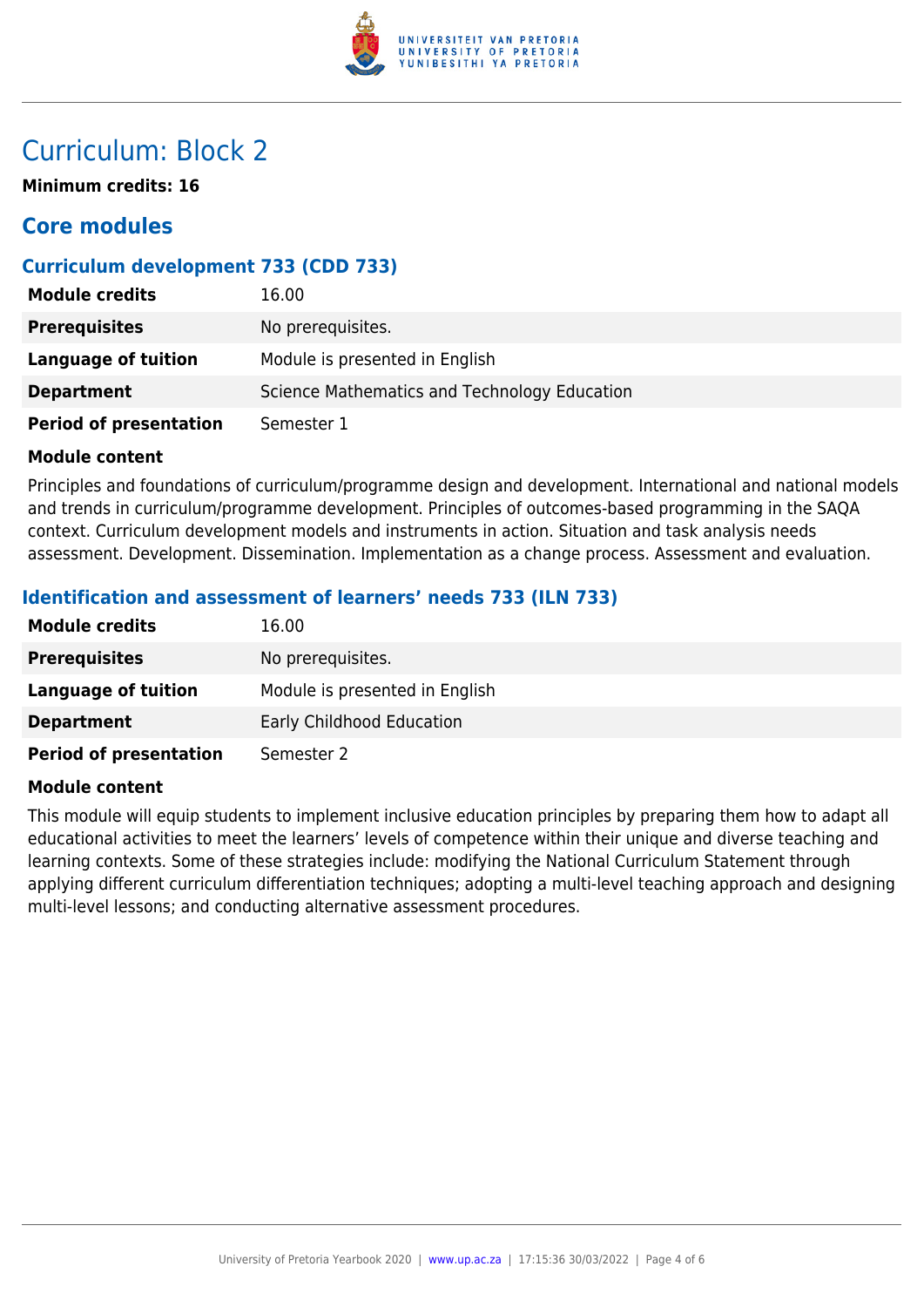# Curriculum: Block 2

**Minimum credits: 16**

## Core modules

### Curriculum development 733 (CDD 733)

| | |
|---|---|
| **Module credits** | 16.00 |
| **Prerequisites** | No prerequisites. |
| **Language of tuition** | Module is presented in English |
| **Department** | Science Mathematics and Technology Education |
| **Period of presentation** | Semester 1 |

**Module content**

Principles and foundations of curriculum/programme design and development. International and national models and trends in curriculum/programme development. Principles of outcomes-based programming in the SAQA context. Curriculum development models and instruments in action. Situation and task analysis needs assessment. Development. Dissemination. Implementation as a change process. Assessment and evaluation.

### Identification and assessment of learners' needs 733 (ILN 733)

| | |
|---|---|
| **Module credits** | 16.00 |
| **Prerequisites** | No prerequisites. |
| **Language of tuition** | Module is presented in English |
| **Department** | Early Childhood Education |
| **Period of presentation** | Semester 2 |

**Module content**

This module will equip students to implement inclusive education principles by preparing them how to adapt all educational activities to meet the learners' levels of competence within their unique and diverse teaching and learning contexts. Some of these strategies include: modifying the National Curriculum Statement through applying different curriculum differentiation techniques; adopting a multi-level teaching approach and designing multi-level lessons; and conducting alternative assessment procedures.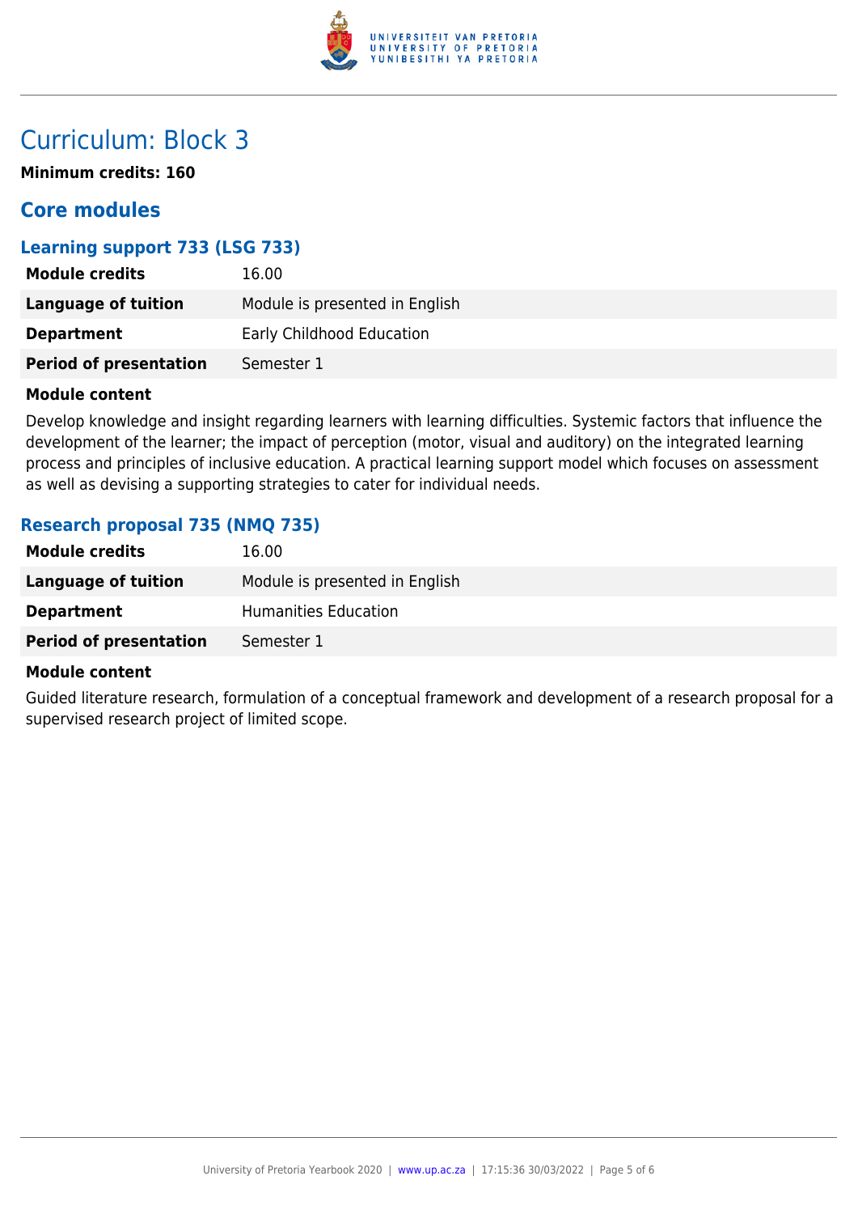# Curriculum: Block 3

**Minimum credits: 160**

## Core modules

### Learning support 733 (LSG 733)

| | |
|---|---|
| **Module credits** | 16.00 |
| **Language of tuition** | Module is presented in English |
| **Department** | Early Childhood Education |
| **Period of presentation** | Semester 1 |

**Module content**

Develop knowledge and insight regarding learners with learning difficulties. Systemic factors that influence the development of the learner; the impact of perception (motor, visual and auditory) on the integrated learning process and principles of inclusive education. A practical learning support model which focuses on assessment as well as devising a supporting strategies to cater for individual needs.

### Research proposal 735 (NMQ 735)

| | |
|---|---|
| **Module credits** | 16.00 |
| **Language of tuition** | Module is presented in English |
| **Department** | Humanities Education |
| **Period of presentation** | Semester 1 |

**Module content**

Guided literature research, formulation of a conceptual framework and development of a research proposal for a supervised research project of limited scope.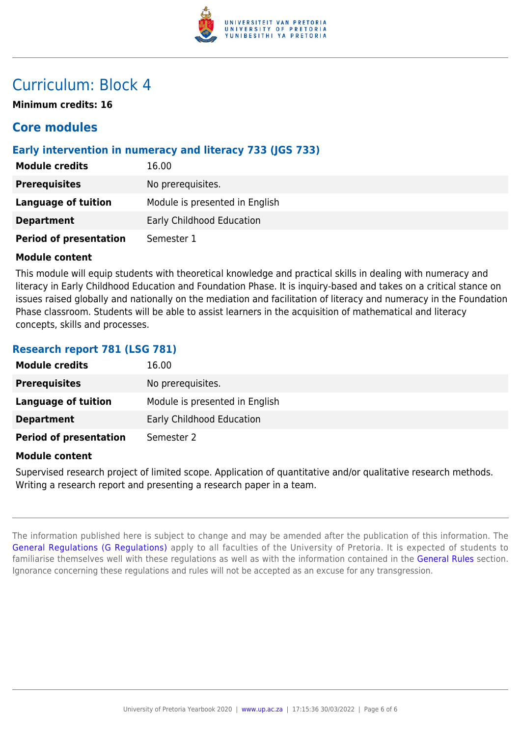# Curriculum: Block 4

**Minimum credits: 16**

## Core modules

### Early intervention in numeracy and literacy 733 (JGS 733)

| | |
|---|---|
| **Module credits** | 16.00 |
| **Prerequisites** | No prerequisites. |
| **Language of tuition** | Module is presented in English |
| **Department** | Early Childhood Education |
| **Period of presentation** | Semester 1 |

**Module content**

This module will equip students with theoretical knowledge and practical skills in dealing with numeracy and literacy in Early Childhood Education and Foundation Phase. It is inquiry-based and takes on a critical stance on issues raised globally and nationally on the mediation and facilitation of literacy and numeracy in the Foundation Phase classroom. Students will be able to assist learners in the acquisition of mathematical and literacy concepts, skills and processes.

### Research report 781 (LSG 781)

| | |
|---|---|
| **Module credits** | 16.00 |
| **Prerequisites** | No prerequisites. |
| **Language of tuition** | Module is presented in English |
| **Department** | Early Childhood Education |
| **Period of presentation** | Semester 2 |

**Module content**

Supervised research project of limited scope. Application of quantitative and/or qualitative research methods. Writing a research report and presenting a research paper in a team.

The information published here is subject to change and may be amended after the publication of this information. The General Regulations (G Regulations) apply to all faculties of the University of Pretoria. It is expected of students to familiarise themselves well with these regulations as well as with the information contained in the General Rules section. Ignorance concerning these regulations and rules will not be accepted as an excuse for any transgression.